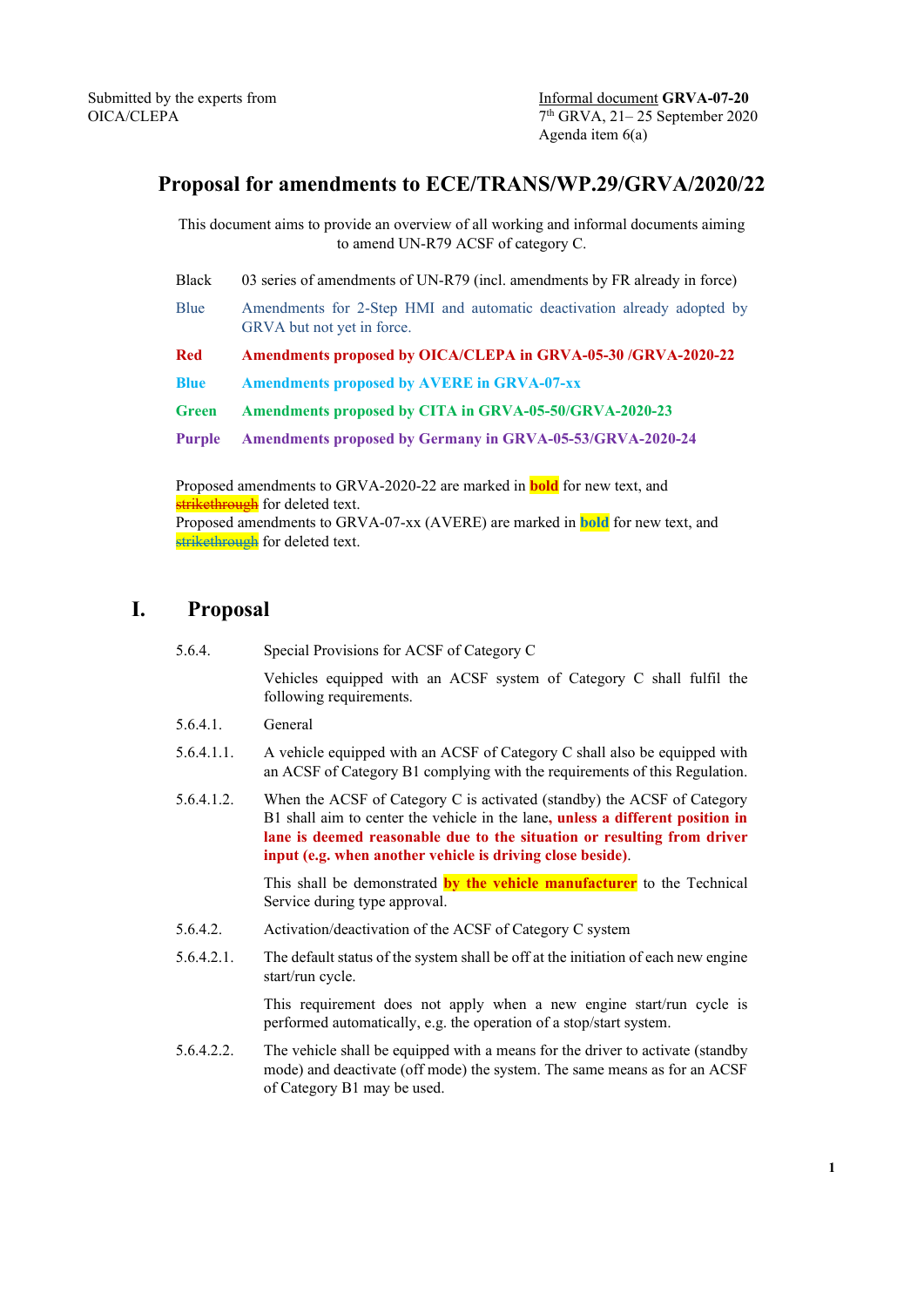Submitted by the experts from OICA/CLEPA

Informal document **GRVA-07-20**
7th GRVA, 21– 25 September 2020
Agenda item 6(a)

# Proposal for amendments to ECE/TRANS/WP.29/GRVA/2020/22

This document aims to provide an overview of all working and informal documents aiming to amend UN-R79 ACSF of category C.

| | |
|---|---|
| Black | 03 series of amendments of UN-R79 (incl. amendments by FR already in force) |
| Blue | Amendments for 2-Step HMI and automatic deactivation already adopted by GRVA but not yet in force. |
| **Red** | **Amendments proposed by OICA/CLEPA in GRVA-05-30 /GRVA-2020-22** |
| **Blue** | **Amendments proposed by AVERE in GRVA-07-xx** |
| **Green** | **Amendments proposed by CITA in GRVA-05-50/GRVA-2020-23** |
| **Purple** | **Amendments proposed by Germany in GRVA-05-53/GRVA-2020-24** |

Proposed amendments to GRVA-2020-22 are marked in **bold** for new text, and ~~strikethrough~~ for deleted text.
Proposed amendments to GRVA-07-xx (AVERE) are marked in **bold** for new text, and ~~strikethrough~~ for deleted text.

## I. Proposal

5.6.4. Special Provisions for ACSF of Category C

Vehicles equipped with an ACSF system of Category C shall fulfil the following requirements.

5.6.4.1. General

5.6.4.1.1. A vehicle equipped with an ACSF of Category C shall also be equipped with an ACSF of Category B1 complying with the requirements of this Regulation.

5.6.4.1.2. When the ACSF of Category C is activated (standby) the ACSF of Category B1 shall aim to center the vehicle in the lane**, unless a different position in lane is deemed reasonable due to the situation or resulting from driver input (e.g. when another vehicle is driving close beside)**.

This shall be demonstrated **by the vehicle manufacturer** to the Technical Service during type approval.

5.6.4.2. Activation/deactivation of the ACSF of Category C system

5.6.4.2.1. The default status of the system shall be off at the initiation of each new engine start/run cycle.

This requirement does not apply when a new engine start/run cycle is performed automatically, e.g. the operation of a stop/start system.

5.6.4.2.2. The vehicle shall be equipped with a means for the driver to activate (standby mode) and deactivate (off mode) the system. The same means as for an ACSF of Category B1 may be used.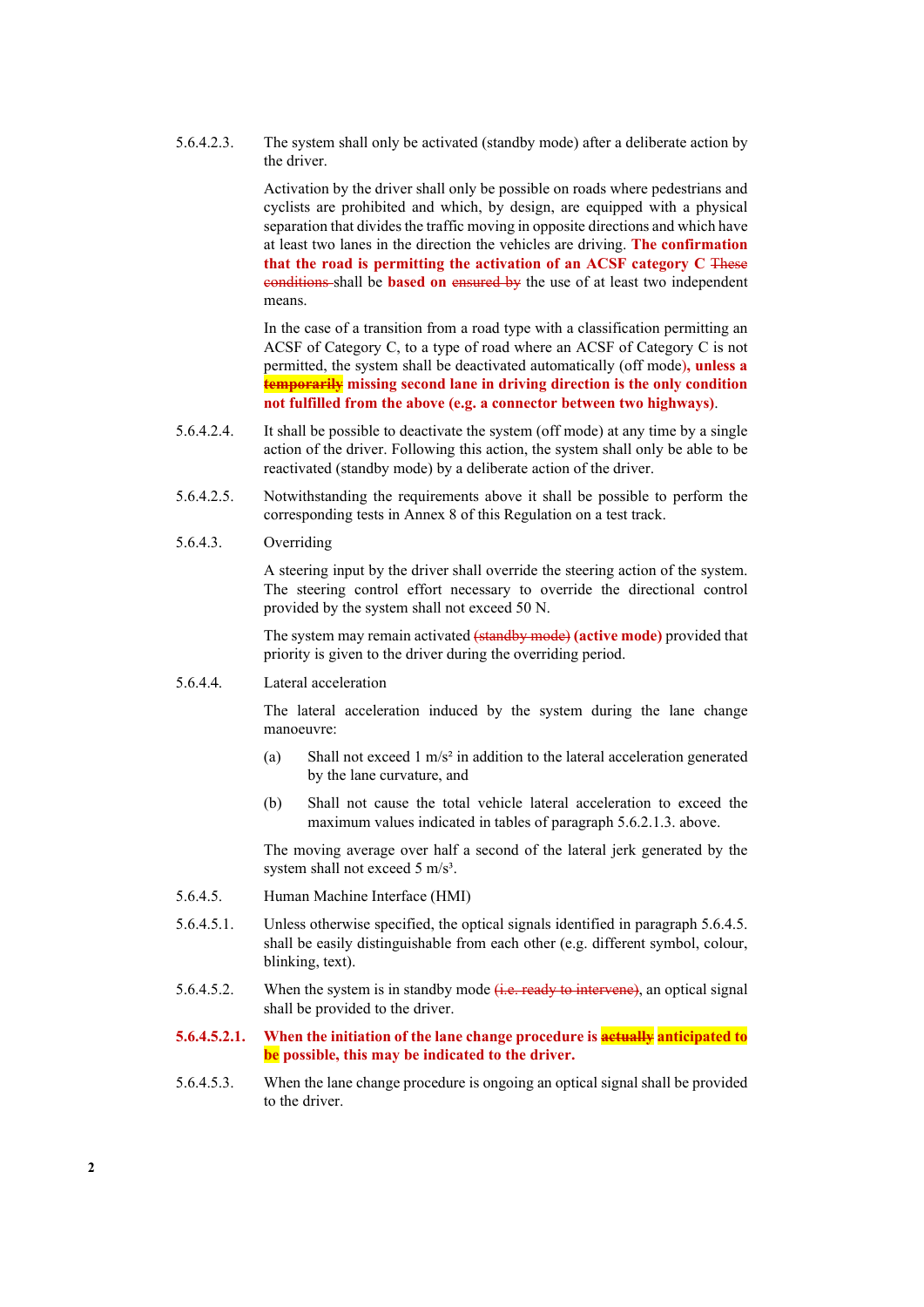5.6.4.2.3. The system shall only be activated (standby mode) after a deliberate action by the driver.

Activation by the driver shall only be possible on roads where pedestrians and cyclists are prohibited and which, by design, are equipped with a physical separation that divides the traffic moving in opposite directions and which have at least two lanes in the direction the vehicles are driving. **The confirmation that the road is permitting the activation of an ACSF category C** ~~These conditions~~ shall be **based on** ~~ensured by~~ the use of at least two independent means.

In the case of a transition from a road type with a classification permitting an ACSF of Category C, to a type of road where an ACSF of Category C is not permitted, the system shall be deactivated automatically (off mode)**, unless a** ~~**temporarily**~~ **missing second lane in driving direction is the only condition not fulfilled from the above (e.g. a connector between two highways)**.

5.6.4.2.4. It shall be possible to deactivate the system (off mode) at any time by a single action of the driver. Following this action, the system shall only be able to be reactivated (standby mode) by a deliberate action of the driver.

5.6.4.2.5. Notwithstanding the requirements above it shall be possible to perform the corresponding tests in Annex 8 of this Regulation on a test track.

5.6.4.3. Overriding

A steering input by the driver shall override the steering action of the system. The steering control effort necessary to override the directional control provided by the system shall not exceed 50 N.

The system may remain activated ~~(standby mode)~~ **(active mode)** provided that priority is given to the driver during the overriding period.

5.6.4.4. Lateral acceleration

The lateral acceleration induced by the system during the lane change manoeuvre:

(a) Shall not exceed 1 $m/s^2$ in addition to the lateral acceleration generated by the lane curvature, and

(b) Shall not cause the total vehicle lateral acceleration to exceed the maximum values indicated in tables of paragraph 5.6.2.1.3. above.

The moving average over half a second of the lateral jerk generated by the system shall not exceed 5 $m/s^3$.

5.6.4.5. Human Machine Interface (HMI)

5.6.4.5.1. Unless otherwise specified, the optical signals identified in paragraph 5.6.4.5. shall be easily distinguishable from each other (e.g. different symbol, colour, blinking, text).

5.6.4.5.2. When the system is in standby mode ~~(i.e. ready to intervene)~~, an optical signal shall be provided to the driver.

**5.6.4.5.2.1. When the initiation of the lane change procedure is** ~~**actually**~~ **anticipated to be possible, this may be indicated to the driver.**

5.6.4.5.3. When the lane change procedure is ongoing an optical signal shall be provided to the driver.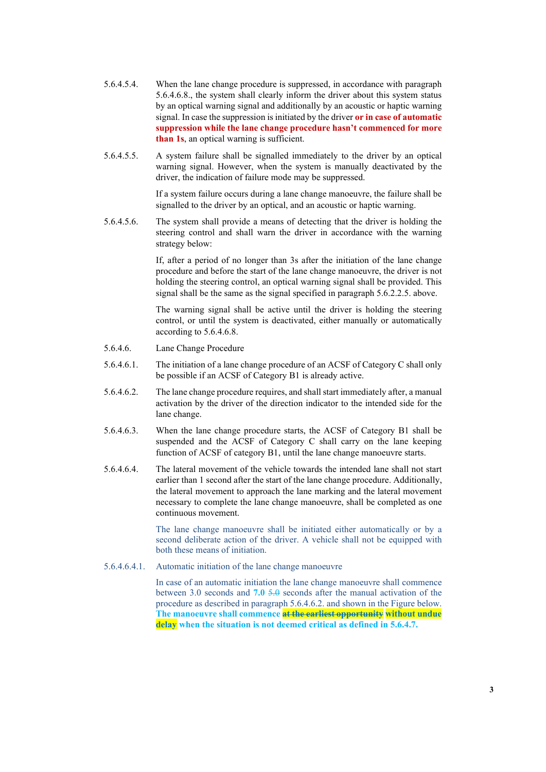5.6.4.5.4. When the lane change procedure is suppressed, in accordance with paragraph 5.6.4.6.8., the system shall clearly inform the driver about this system status by an optical warning signal and additionally by an acoustic or haptic warning signal. In case the suppression is initiated by the driver **or in case of automatic suppression while the lane change procedure hasn't commenced for more than 1s**, an optical warning is sufficient.

5.6.4.5.5. A system failure shall be signalled immediately to the driver by an optical warning signal. However, when the system is manually deactivated by the driver, the indication of failure mode may be suppressed.

If a system failure occurs during a lane change manoeuvre, the failure shall be signalled to the driver by an optical, and an acoustic or haptic warning.

5.6.4.5.6. The system shall provide a means of detecting that the driver is holding the steering control and shall warn the driver in accordance with the warning strategy below:

If, after a period of no longer than 3s after the initiation of the lane change procedure and before the start of the lane change manoeuvre, the driver is not holding the steering control, an optical warning signal shall be provided. This signal shall be the same as the signal specified in paragraph 5.6.2.2.5. above.

The warning signal shall be active until the driver is holding the steering control, or until the system is deactivated, either manually or automatically according to 5.6.4.6.8.

5.6.4.6. Lane Change Procedure

5.6.4.6.1. The initiation of a lane change procedure of an ACSF of Category C shall only be possible if an ACSF of Category B1 is already active.

5.6.4.6.2. The lane change procedure requires, and shall start immediately after, a manual activation by the driver of the direction indicator to the intended side for the lane change.

5.6.4.6.3. When the lane change procedure starts, the ACSF of Category B1 shall be suspended and the ACSF of Category C shall carry on the lane keeping function of ACSF of category B1, until the lane change manoeuvre starts.

5.6.4.6.4. The lateral movement of the vehicle towards the intended lane shall not start earlier than 1 second after the start of the lane change procedure. Additionally, the lateral movement to approach the lane marking and the lateral movement necessary to complete the lane change manoeuvre, shall be completed as one continuous movement.

The lane change manoeuvre shall be initiated either automatically or by a second deliberate action of the driver. A vehicle shall not be equipped with both these means of initiation.

5.6.4.6.4.1. Automatic initiation of the lane change manoeuvre

In case of an automatic initiation the lane change manoeuvre shall commence between 3.0 seconds and **7.0** ~~5.0~~ seconds after the manual activation of the procedure as described in paragraph 5.6.4.6.2. and shown in the Figure below. **The manoeuvre shall commence** ~~**at the earliest opportunity**~~ **without undue delay when the situation is not deemed critical as defined in 5.6.4.7.**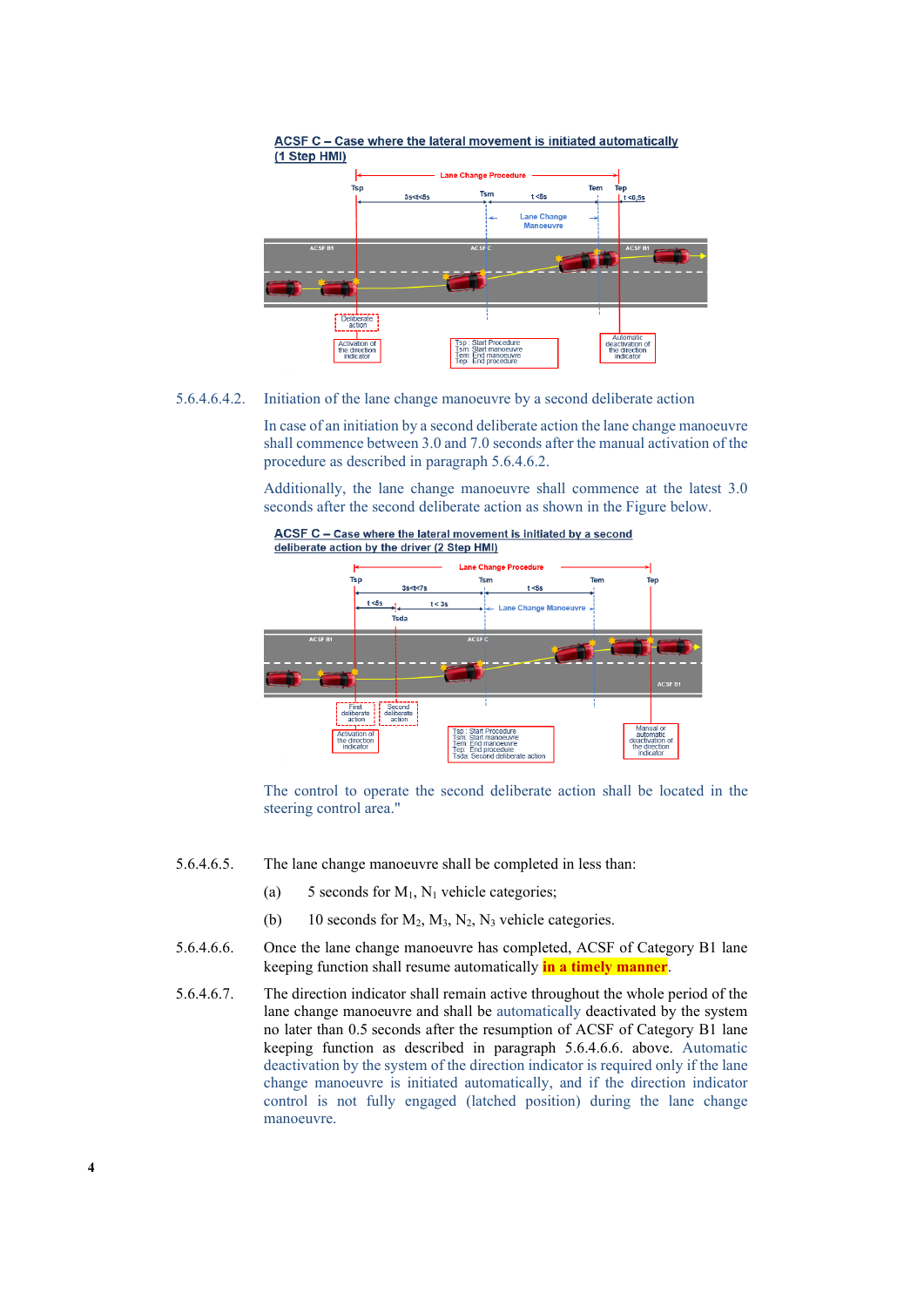**ACSF C – Case where the lateral movement is initiated automatically (1 Step HMI)**

Lane Change Procedure

Tsp | Tsm | Tem | Tep

3s<t<5s | t <5s | t <0,5s

Lane Change Manoeuvre

ACSF B1 | ACSF C | ACSF B1

Deliberate action

Activation of the direction indicator

Tsp : Start Procedure
Tsm: Start manoeuvre
Tem: End manoeuvre
Tep: End procedure

Automatic deactivation of the direction indicator

5.6.4.6.4.2. Initiation of the lane change manoeuvre by a second deliberate action

In case of an initiation by a second deliberate action the lane change manoeuvre shall commence between 3.0 and 7.0 seconds after the manual activation of the procedure as described in paragraph 5.6.4.6.2.

Additionally, the lane change manoeuvre shall commence at the latest 3.0 seconds after the second deliberate action as shown in the Figure below.

**ACSF C – Case where the lateral movement is initiated by a second deliberate action by the driver (2 Step HMI)**

Lane Change Procedure

Tsp | Tsm | Tem | Tep

3s<t<7s | t <5s

t <5s | t < 3s

Tsda

Lane Change Manoeuvre

ACSF B1 | ACSF C | ACSF B1

First deliberate action

Second deliberate action

Activation of the direction indicator

Tsp : Start Procedure
Tsm: Start manoeuvre
Tem: End manoeuvre
Tep: End procedure
Tsda: Second deliberate action

Manual or automatic deactivation of the direction indicator

The control to operate the second deliberate action shall be located in the steering control area."

5.6.4.6.5. The lane change manoeuvre shall be completed in less than:

(a) 5 seconds for $M_1$, $N_1$ vehicle categories;

(b) 10 seconds for $M_2$, $M_3$, $N_2$, $N_3$ vehicle categories.

5.6.4.6.6. Once the lane change manoeuvre has completed, ACSF of Category B1 lane keeping function shall resume automatically **in a timely manner**.

5.6.4.6.7. The direction indicator shall remain active throughout the whole period of the lane change manoeuvre and shall be automatically deactivated by the system no later than 0.5 seconds after the resumption of ACSF of Category B1 lane keeping function as described in paragraph 5.6.4.6.6. above. Automatic deactivation by the system of the direction indicator is required only if the lane change manoeuvre is initiated automatically, and if the direction indicator control is not fully engaged (latched position) during the lane change manoeuvre.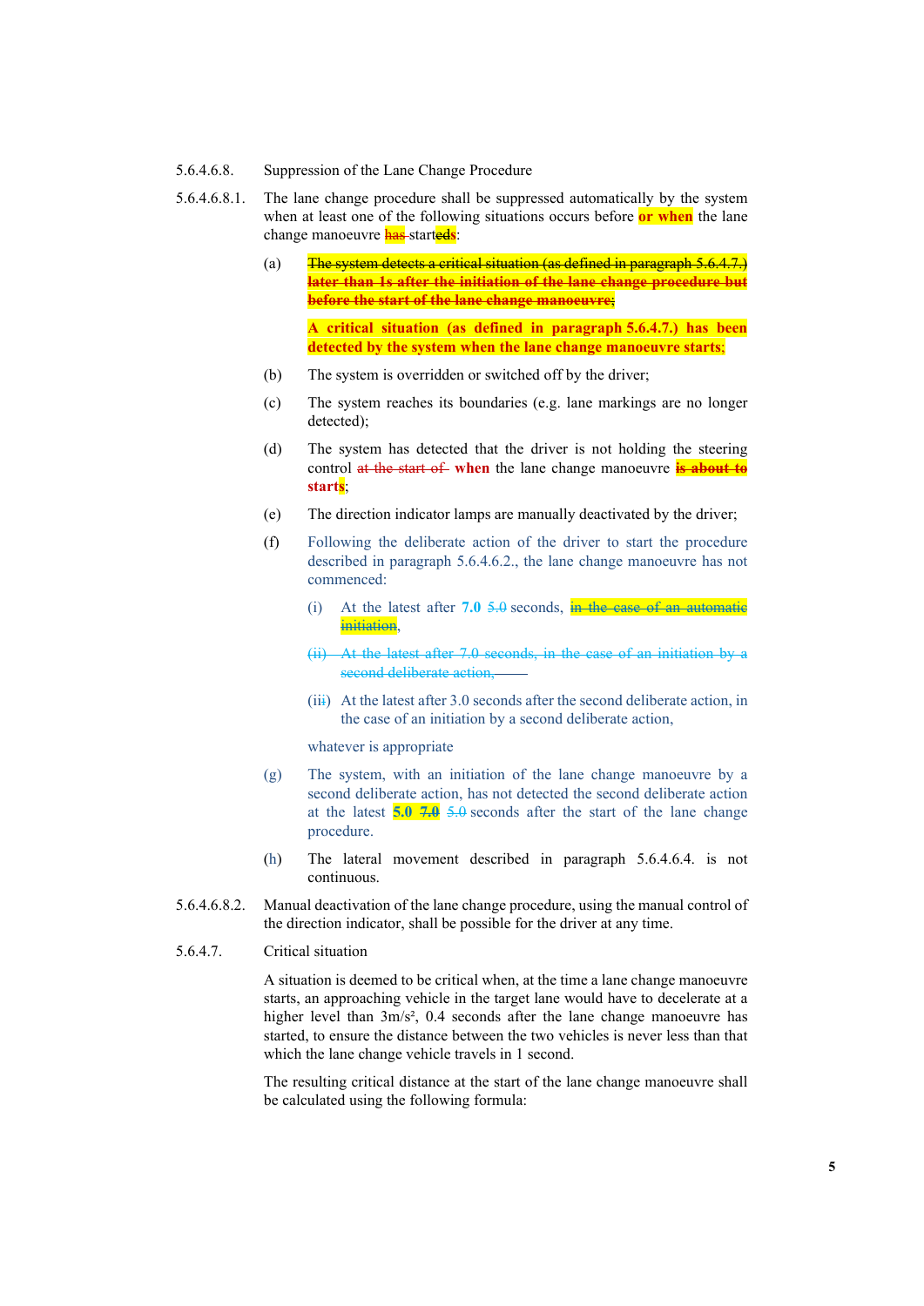5.6.4.6.8. Suppression of the Lane Change Procedure

5.6.4.6.8.1. The lane change procedure shall be suppressed automatically by the system when at least one of the following situations occurs before **or when** the lane change manoeuvre ~~has~~ start~~ed~~**s**:

(a) ~~**The system detects a critical situation (as defined in paragraph 5.6.4.7.) later than 1s after the initiation of the lane change procedure but before the start of the lane change manoeuvre;**~~

**A critical situation (as defined in paragraph 5.6.4.7.) has been detected by the system when the lane change manoeuvre starts;**

(b) The system is overridden or switched off by the driver;

(c) The system reaches its boundaries (e.g. lane markings are no longer detected);

(d) The system has detected that the driver is not holding the steering control ~~at the start of~~ **when** the lane change manoeuvre ~~**is about to**~~ **starts**;

(e) The direction indicator lamps are manually deactivated by the driver;

(f) Following the deliberate action of the driver to start the procedure described in paragraph 5.6.4.6.2., the lane change manoeuvre has not commenced:

(i) At the latest after **7.0** ~~5.0~~ seconds, ~~in the case of an automatic initiation~~,

~~(ii) At the latest after 7.0 seconds, in the case of an initiation by a second deliberate action,~~

(ii~~i~~) At the latest after 3.0 seconds after the second deliberate action, in the case of an initiation by a second deliberate action,

whatever is appropriate

(g) The system, with an initiation of the lane change manoeuvre by a second deliberate action, has not detected the second deliberate action at the latest **5.0** ~~**7.0**~~ ~~5.0~~ seconds after the start of the lane change procedure.

(h) The lateral movement described in paragraph 5.6.4.6.4. is not continuous.

5.6.4.6.8.2. Manual deactivation of the lane change procedure, using the manual control of the direction indicator, shall be possible for the driver at any time.

5.6.4.7. Critical situation

A situation is deemed to be critical when, at the time a lane change manoeuvre starts, an approaching vehicle in the target lane would have to decelerate at a higher level than $3 m/s^2$, 0.4 seconds after the lane change manoeuvre has started, to ensure the distance between the two vehicles is never less than that which the lane change vehicle travels in 1 second.

The resulting critical distance at the start of the lane change manoeuvre shall be calculated using the following formula: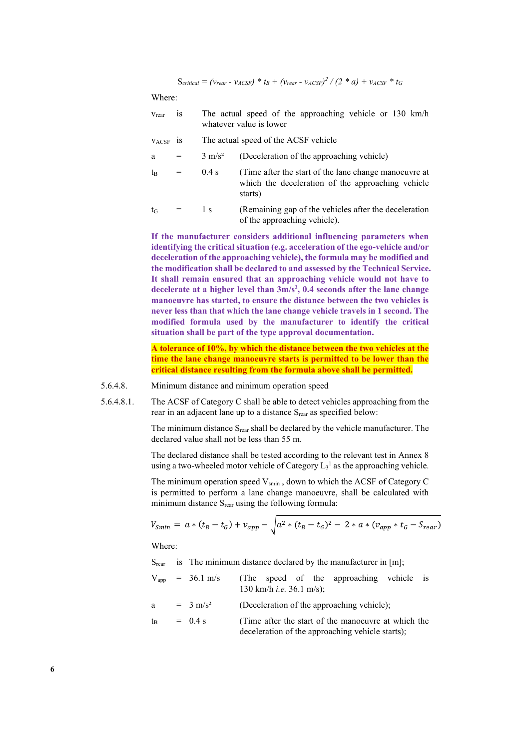$$S_{critical} = (v_{rear} - v_{ACSF}) * t_B + (v_{rear} - v_{ACSF})^2 / (2 * a) + v_{ACSF} * t_G$$

Where:

| | | | |
|---|---|---|---|
| $v_{rear}$ | is | The actual speed of the approaching vehicle or 130 km/h whatever value is lower | |
| $v_{ACSF}$ | is | The actual speed of the ACSF vehicle | |
| a | = | 3 m/s² | (Deceleration of the approaching vehicle) |
| $t_B$ | = | 0.4 s | (Time after the start of the lane change manoeuvre at which the deceleration of the approaching vehicle starts) |
| $t_G$ | = | 1 s | (Remaining gap of the vehicles after the deceleration of the approaching vehicle). |

**If the manufacturer considers additional influencing parameters when identifying the critical situation (e.g. acceleration of the ego-vehicle and/or deceleration of the approaching vehicle), the formula may be modified and the modification shall be declared to and assessed by the Technical Service. It shall remain ensured that an approaching vehicle would not have to decelerate at a higher level than 3m/s², 0.4 seconds after the lane change manoeuvre has started, to ensure the distance between the two vehicles is never less than that which the lane change vehicle travels in 1 second. The modified formula used by the manufacturer to identify the critical situation shall be part of the type approval documentation.**

**A tolerance of 10%, by which the distance between the two vehicles at the time the lane change manoeuvre starts is permitted to be lower than the critical distance resulting from the formula above shall be permitted.**

5.6.4.8. Minimum distance and minimum operation speed

5.6.4.8.1. The ACSF of Category C shall be able to detect vehicles approaching from the rear in an adjacent lane up to a distance $S_{rear}$ as specified below:

The minimum distance $S_{rear}$ shall be declared by the vehicle manufacturer. The declared value shall not be less than 55 m.

The declared distance shall be tested according to the relevant test in Annex 8 using a two-wheeled motor vehicle of Category $L_3$[1] as the approaching vehicle.

The minimum operation speed $V_{smin}$ , down to which the ACSF of Category C is permitted to perform a lane change manoeuvre, shall be calculated with minimum distance $S_{rear}$ using the following formula:

$$V_{Smin} = a * (t_B - t_G) + v_{app} - \sqrt{a^2 * (t_B - t_G)^2 - 2 * a * (v_{app} * t_G - S_{rear})}$$

Where:

| | | | |
|---|---|---|---|
| $S_{rear}$ | is | The minimum distance declared by the manufacturer in [m]; | |
| $V_{app}$ | = | 36.1 m/s | (The speed of the approaching vehicle is 130 km/h *i.e.* 36.1 m/s); |
| a | = | 3 m/s² | (Deceleration of the approaching vehicle); |
| $t_B$ | = | 0.4 s | (Time after the start of the manoeuvre at which the deceleration of the approaching vehicle starts); |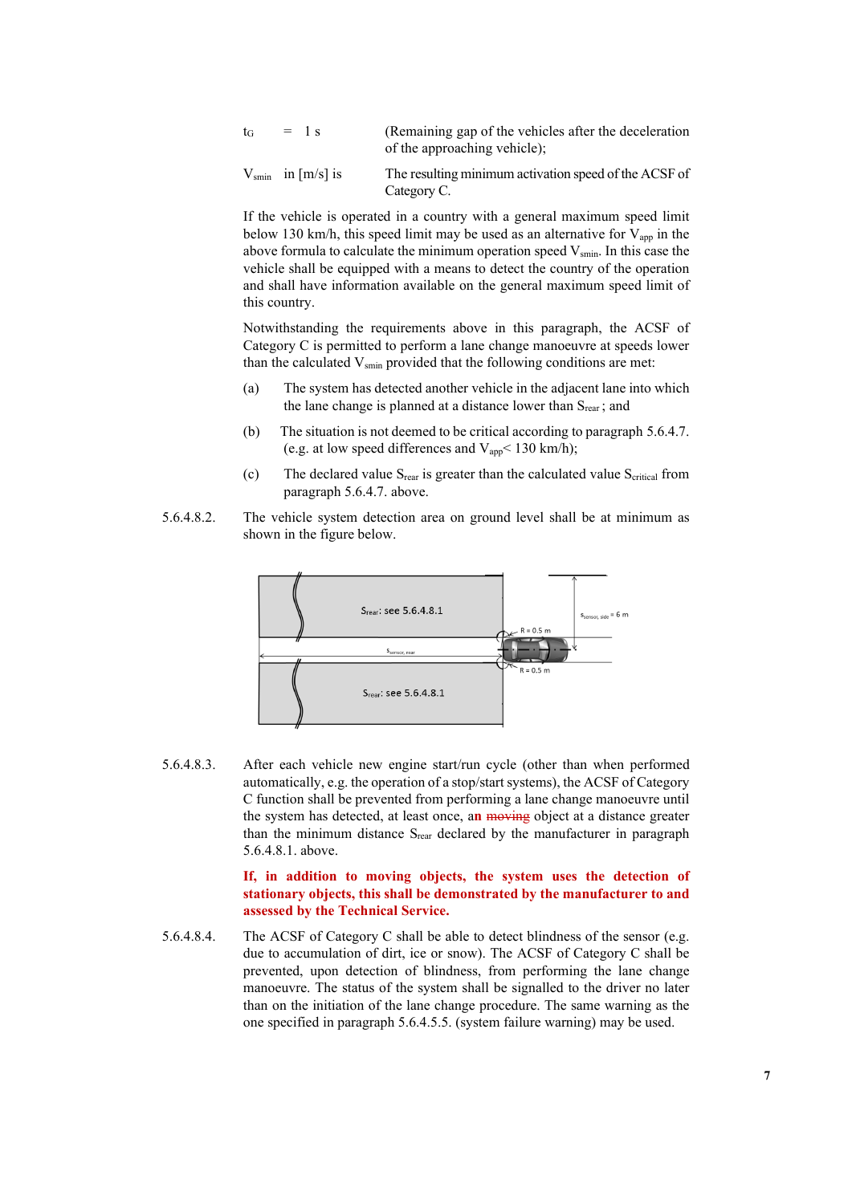| | | |
|---|---|---|
| $t_G$ | = 1 s | (Remaining gap of the vehicles after the deceleration of the approaching vehicle); |
| $V_{smin}$ | in [m/s] is | The resulting minimum activation speed of the ACSF of Category C. |

If the vehicle is operated in a country with a general maximum speed limit below 130 km/h, this speed limit may be used as an alternative for $V_{app}$ in the above formula to calculate the minimum operation speed $V_{smin}$. In this case the vehicle shall be equipped with a means to detect the country of the operation and shall have information available on the general maximum speed limit of this country.

Notwithstanding the requirements above in this paragraph, the ACSF of Category C is permitted to perform a lane change manoeuvre at speeds lower than the calculated $V_{smin}$ provided that the following conditions are met:

(a) The system has detected another vehicle in the adjacent lane into which the lane change is planned at a distance lower than $S_{rear}$ ; and

(b) The situation is not deemed to be critical according to paragraph 5.6.4.7. (e.g. at low speed differences and $V_{app}$< 130 km/h);

(c) The declared value $S_{rear}$ is greater than the calculated value $S_{critical}$ from paragraph 5.6.4.7. above.

5.6.4.8.2. The vehicle system detection area on ground level shall be at minimum as shown in the figure below.

5.6.4.8.3. After each vehicle new engine start/run cycle (other than when performed automatically, e.g. the operation of a stop/start systems), the ACSF of Category C function shall be prevented from performing a lane change manoeuvre until the system has detected, at least once, a**n** ~~moving~~ object at a distance greater than the minimum distance $S_{rear}$ declared by the manufacturer in paragraph 5.6.4.8.1. above.

**If, in addition to moving objects, the system uses the detection of stationary objects, this shall be demonstrated by the manufacturer to and assessed by the Technical Service.**

5.6.4.8.4. The ACSF of Category C shall be able to detect blindness of the sensor (e.g. due to accumulation of dirt, ice or snow). The ACSF of Category C shall be prevented, upon detection of blindness, from performing the lane change manoeuvre. The status of the system shall be signalled to the driver no later than on the initiation of the lane change procedure. The same warning as the one specified in paragraph 5.6.4.5.5. (system failure warning) may be used.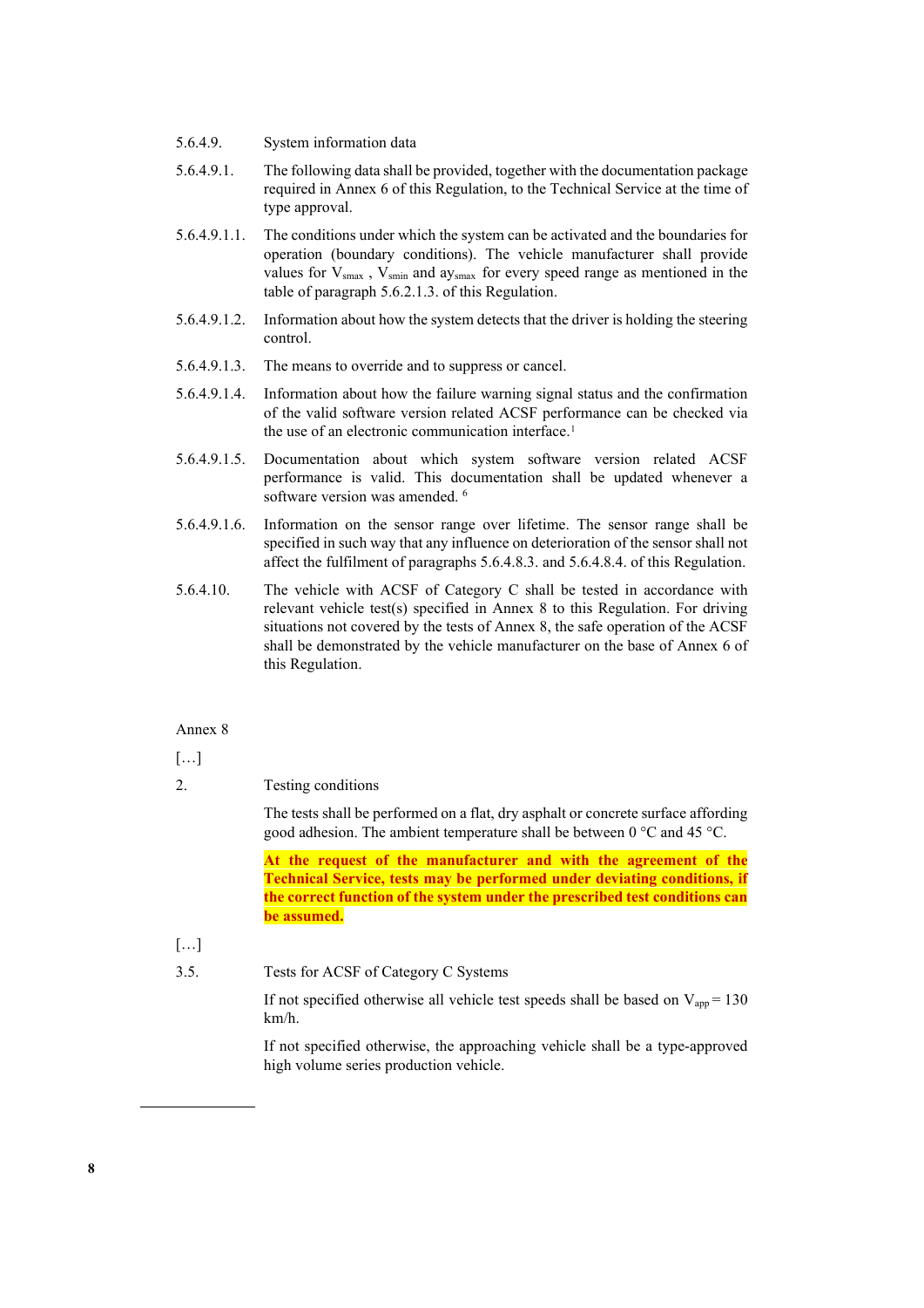5.6.4.9. System information data

5.6.4.9.1. The following data shall be provided, together with the documentation package required in Annex 6 of this Regulation, to the Technical Service at the time of type approval.

5.6.4.9.1.1. The conditions under which the system can be activated and the boundaries for operation (boundary conditions). The vehicle manufacturer shall provide values for $V_{smax}$ , $V_{smin}$ and $ay_{smax}$ for every speed range as mentioned in the table of paragraph 5.6.2.1.3. of this Regulation.

5.6.4.9.1.2. Information about how the system detects that the driver is holding the steering control.

5.6.4.9.1.3. The means to override and to suppress or cancel.

5.6.4.9.1.4. Information about how the failure warning signal status and the confirmation of the valid software version related ACSF performance can be checked via the use of an electronic communication interface.[1]

5.6.4.9.1.5. Documentation about which system software version related ACSF performance is valid. This documentation shall be updated whenever a software version was amended. [6]

5.6.4.9.1.6. Information on the sensor range over lifetime. The sensor range shall be specified in such way that any influence on deterioration of the sensor shall not affect the fulfilment of paragraphs 5.6.4.8.3. and 5.6.4.8.4. of this Regulation.

5.6.4.10. The vehicle with ACSF of Category C shall be tested in accordance with relevant vehicle test(s) specified in Annex 8 to this Regulation. For driving situations not covered by the tests of Annex 8, the safe operation of the ACSF shall be demonstrated by the vehicle manufacturer on the base of Annex 6 of this Regulation.

Annex 8

[…]

2. Testing conditions

The tests shall be performed on a flat, dry asphalt or concrete surface affording good adhesion. The ambient temperature shall be between 0 °C and 45 °C.

**At the request of the manufacturer and with the agreement of the Technical Service, tests may be performed under deviating conditions, if the correct function of the system under the prescribed test conditions can be assumed.**

[…]

3.5. Tests for ACSF of Category C Systems

If not specified otherwise all vehicle test speeds shall be based on $V_{app}$ = 130 km/h.

If not specified otherwise, the approaching vehicle shall be a type-approved high volume series production vehicle.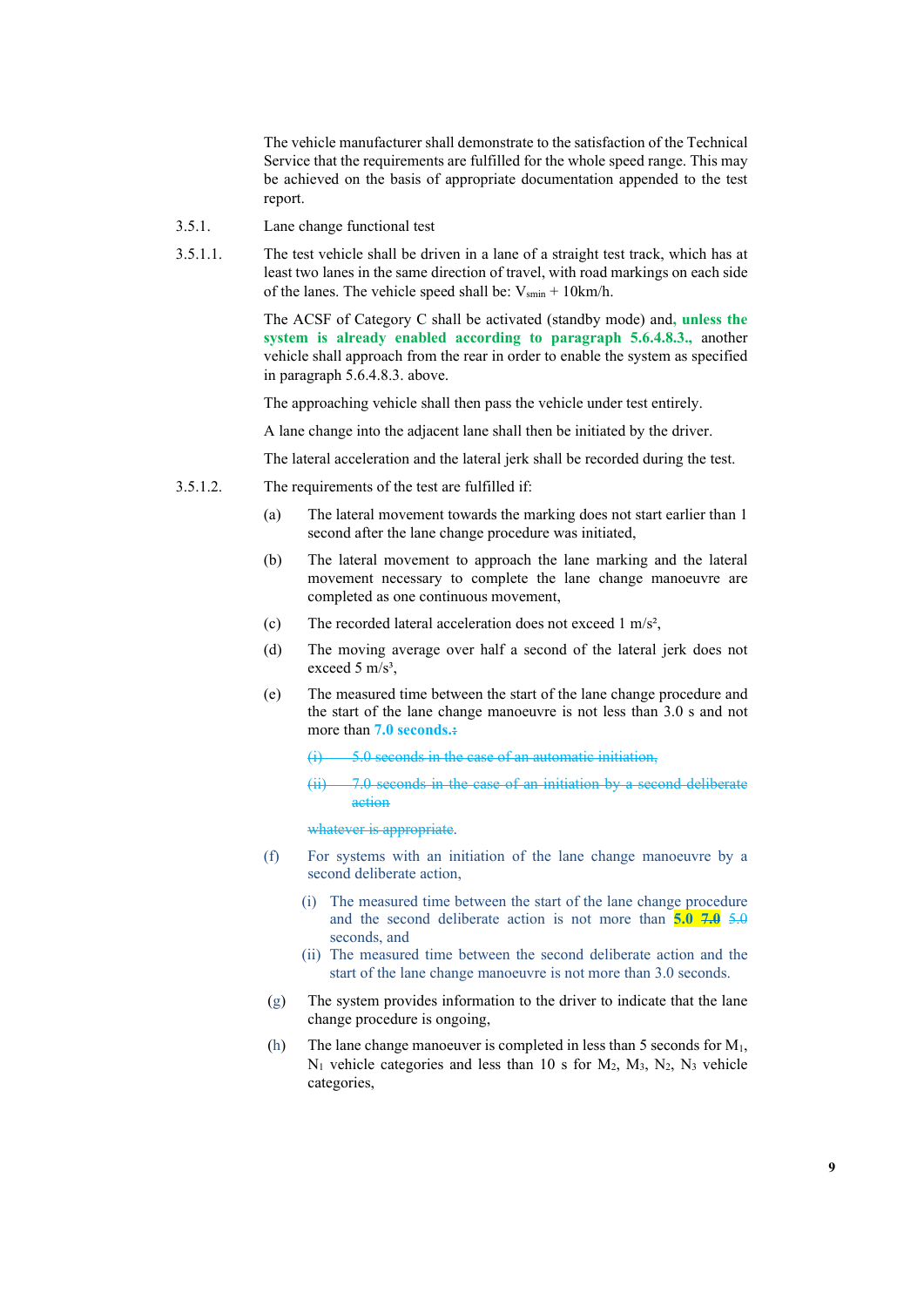The vehicle manufacturer shall demonstrate to the satisfaction of the Technical Service that the requirements are fulfilled for the whole speed range. This may be achieved on the basis of appropriate documentation appended to the test report.

3.5.1. Lane change functional test

3.5.1.1. The test vehicle shall be driven in a lane of a straight test track, which has at least two lanes in the same direction of travel, with road markings on each side of the lanes. The vehicle speed shall be: $V_{smin}$ + 10km/h.

The ACSF of Category C shall be activated (standby mode) and, **unless the system is already enabled according to paragraph 5.6.4.8.3.,** another vehicle shall approach from the rear in order to enable the system as specified in paragraph 5.6.4.8.3. above.

The approaching vehicle shall then pass the vehicle under test entirely.

A lane change into the adjacent lane shall then be initiated by the driver.

The lateral acceleration and the lateral jerk shall be recorded during the test.

3.5.1.2. The requirements of the test are fulfilled if:

(a) The lateral movement towards the marking does not start earlier than 1 second after the lane change procedure was initiated,

(b) The lateral movement to approach the lane marking and the lateral movement necessary to complete the lane change manoeuvre are completed as one continuous movement,

(c) The recorded lateral acceleration does not exceed 1 m/s²,

(d) The moving average over half a second of the lateral jerk does not exceed 5 m/s³,

(e) The measured time between the start of the lane change procedure and the start of the lane change manoeuvre is not less than 3.0 s and not more than **7.0 seconds.** ~~:~~

~~(i) 5.0 seconds in the case of an automatic initiation,~~

~~(ii) 7.0 seconds in the case of an initiation by a second deliberate action~~

~~whatever is appropriate.~~

(f) For systems with an initiation of the lane change manoeuvre by a second deliberate action,

(i) The measured time between the start of the lane change procedure and the second deliberate action is not more than **5.0** ~~7.0~~ ~~5.0~~ seconds, and

(ii) The measured time between the second deliberate action and the start of the lane change manoeuvre is not more than 3.0 seconds.

(g) The system provides information to the driver to indicate that the lane change procedure is ongoing,

(h) The lane change manoeuver is completed in less than 5 seconds for $M_1$, $N_1$ vehicle categories and less than 10 s for $M_2$, $M_3$, $N_2$, $N_3$ vehicle categories,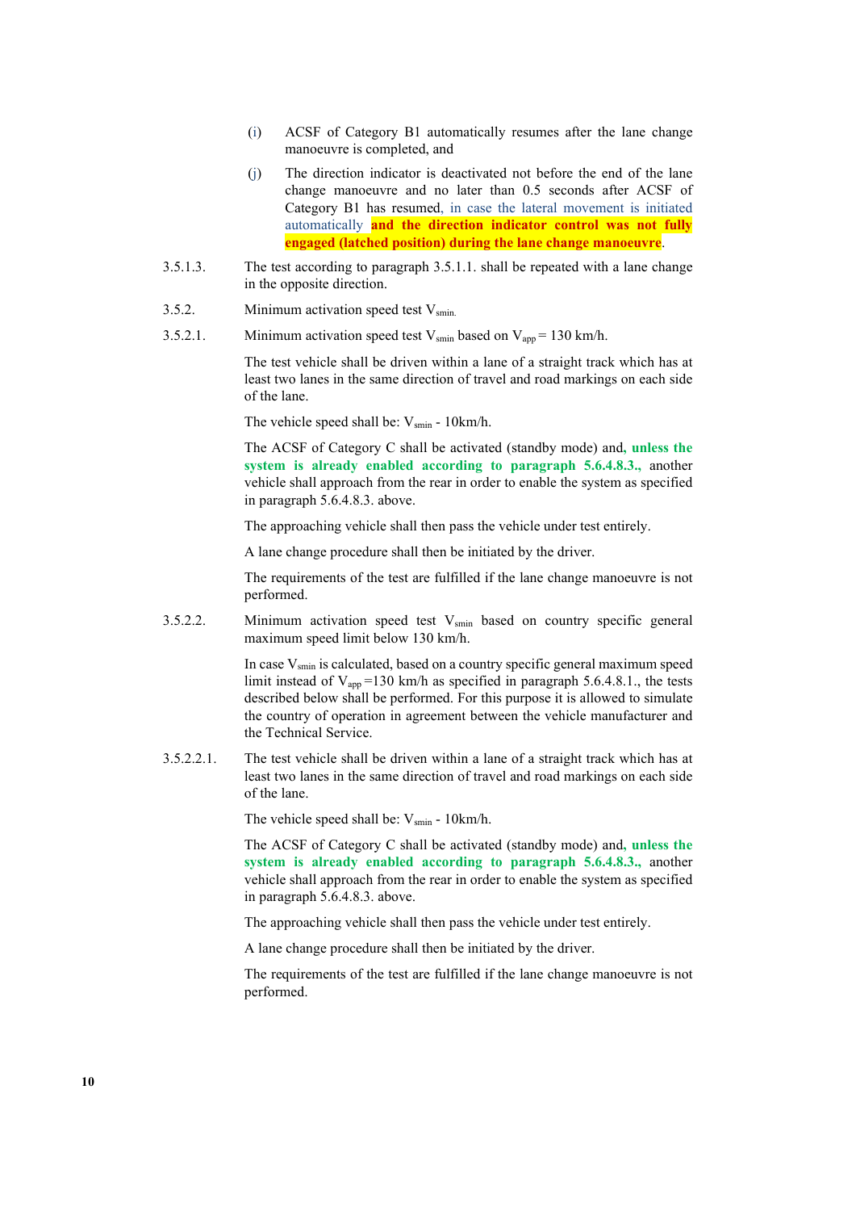(i) ACSF of Category B1 automatically resumes after the lane change manoeuvre is completed, and

(j) The direction indicator is deactivated not before the end of the lane change manoeuvre and no later than 0.5 seconds after ACSF of Category B1 has resumed, in case the lateral movement is initiated automatically **and the direction indicator control was not fully engaged (latched position) during the lane change manoeuvre**.

3.5.1.3. The test according to paragraph 3.5.1.1. shall be repeated with a lane change in the opposite direction.

3.5.2. Minimum activation speed test $V_{smin}$.

3.5.2.1. Minimum activation speed test $V_{smin}$ based on $V_{app}$ = 130 km/h.

The test vehicle shall be driven within a lane of a straight track which has at least two lanes in the same direction of travel and road markings on each side of the lane.

The vehicle speed shall be: $V_{smin}$ - 10km/h.

The ACSF of Category C shall be activated (standby mode) and, **unless the system is already enabled according to paragraph 5.6.4.8.3.**, another vehicle shall approach from the rear in order to enable the system as specified in paragraph 5.6.4.8.3. above.

The approaching vehicle shall then pass the vehicle under test entirely.

A lane change procedure shall then be initiated by the driver.

The requirements of the test are fulfilled if the lane change manoeuvre is not performed.

3.5.2.2. Minimum activation speed test $V_{smin}$ based on country specific general maximum speed limit below 130 km/h.

In case $V_{smin}$ is calculated, based on a country specific general maximum speed limit instead of $V_{app}$ =130 km/h as specified in paragraph 5.6.4.8.1., the tests described below shall be performed. For this purpose it is allowed to simulate the country of operation in agreement between the vehicle manufacturer and the Technical Service.

3.5.2.2.1. The test vehicle shall be driven within a lane of a straight track which has at least two lanes in the same direction of travel and road markings on each side of the lane.

The vehicle speed shall be: $V_{smin}$ - 10km/h.

The ACSF of Category C shall be activated (standby mode) and, **unless the system is already enabled according to paragraph 5.6.4.8.3.**, another vehicle shall approach from the rear in order to enable the system as specified in paragraph 5.6.4.8.3. above.

The approaching vehicle shall then pass the vehicle under test entirely.

A lane change procedure shall then be initiated by the driver.

The requirements of the test are fulfilled if the lane change manoeuvre is not performed.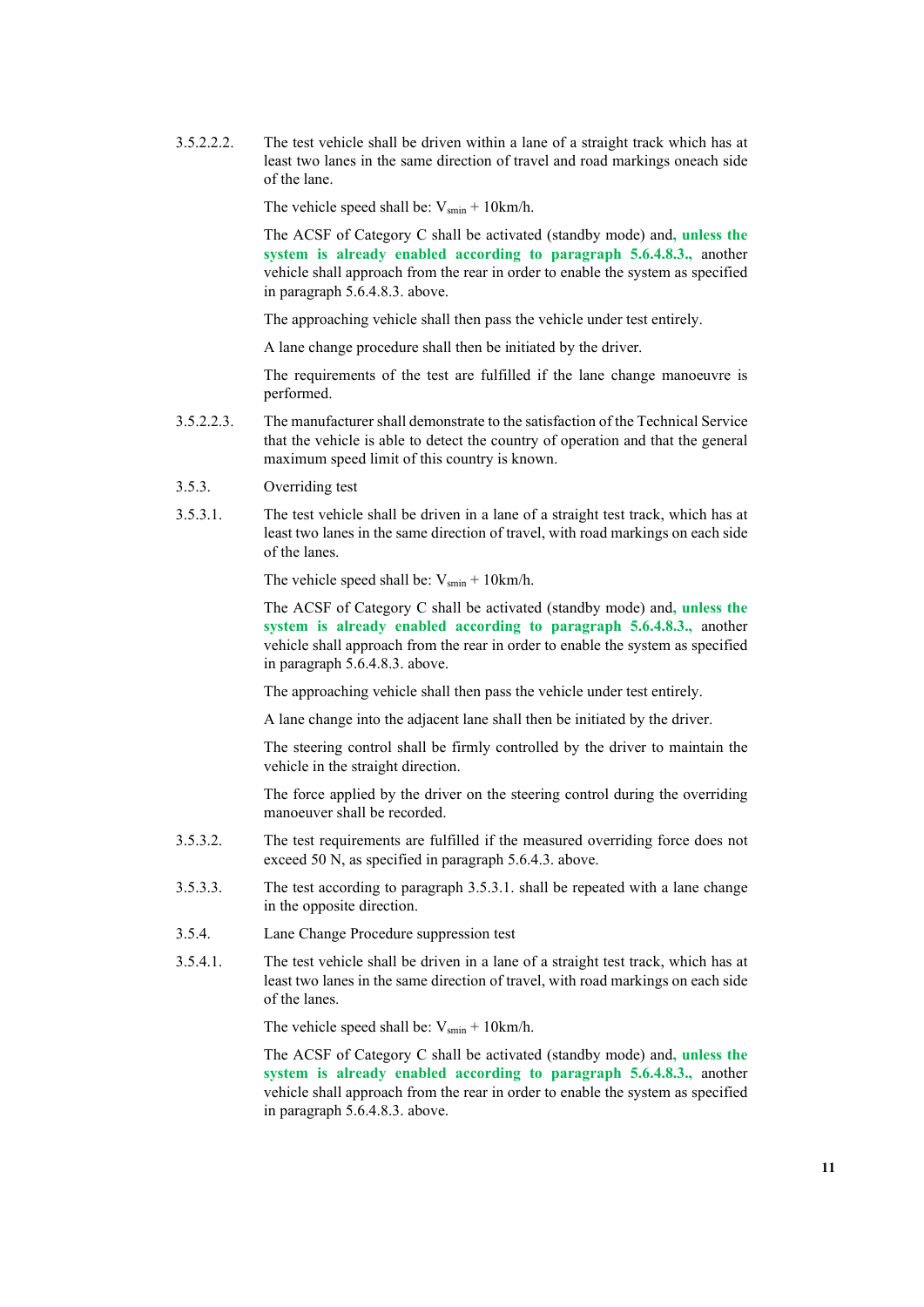3.5.2.2.2. The test vehicle shall be driven within a lane of a straight track which has at least two lanes in the same direction of travel and road markings oneach side of the lane.

The vehicle speed shall be: $V_{smin}$ + 10km/h.

The ACSF of Category C shall be activated (standby mode) and**, unless the system is already enabled according to paragraph 5.6.4.8.3.,** another vehicle shall approach from the rear in order to enable the system as specified in paragraph 5.6.4.8.3. above.

The approaching vehicle shall then pass the vehicle under test entirely.

A lane change procedure shall then be initiated by the driver.

The requirements of the test are fulfilled if the lane change manoeuvre is performed.

3.5.2.2.3. The manufacturer shall demonstrate to the satisfaction of the Technical Service that the vehicle is able to detect the country of operation and that the general maximum speed limit of this country is known.

3.5.3. Overriding test

3.5.3.1. The test vehicle shall be driven in a lane of a straight test track, which has at least two lanes in the same direction of travel, with road markings on each side of the lanes.

The vehicle speed shall be: $V_{smin}$ + 10km/h.

The ACSF of Category C shall be activated (standby mode) and, **unless the system is already enabled according to paragraph 5.6.4.8.3.,** another vehicle shall approach from the rear in order to enable the system as specified in paragraph 5.6.4.8.3. above.

The approaching vehicle shall then pass the vehicle under test entirely.

A lane change into the adjacent lane shall then be initiated by the driver.

The steering control shall be firmly controlled by the driver to maintain the vehicle in the straight direction.

The force applied by the driver on the steering control during the overriding manoeuver shall be recorded.

3.5.3.2. The test requirements are fulfilled if the measured overriding force does not exceed 50 N, as specified in paragraph 5.6.4.3. above.

3.5.3.3. The test according to paragraph 3.5.3.1. shall be repeated with a lane change in the opposite direction.

3.5.4. Lane Change Procedure suppression test

3.5.4.1. The test vehicle shall be driven in a lane of a straight test track, which has at least two lanes in the same direction of travel, with road markings on each side of the lanes.

The vehicle speed shall be: $V_{smin}$ + 10km/h.

The ACSF of Category C shall be activated (standby mode) and**, unless the system is already enabled according to paragraph 5.6.4.8.3.,** another vehicle shall approach from the rear in order to enable the system as specified in paragraph 5.6.4.8.3. above.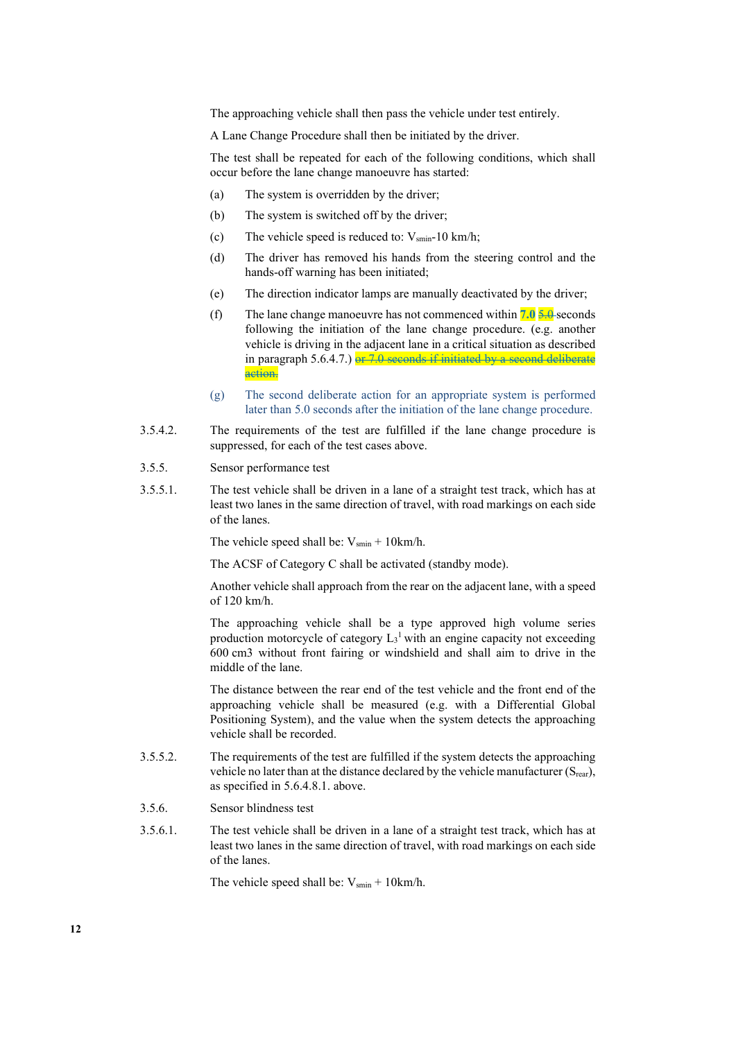The approaching vehicle shall then pass the vehicle under test entirely.

A Lane Change Procedure shall then be initiated by the driver.

The test shall be repeated for each of the following conditions, which shall occur before the lane change manoeuvre has started:

(a) The system is overridden by the driver;

(b) The system is switched off by the driver;

(c) The vehicle speed is reduced to: $V_{smin}$-10 km/h;

(d) The driver has removed his hands from the steering control and the hands-off warning has been initiated;

(e) The direction indicator lamps are manually deactivated by the driver;

(f) The lane change manoeuvre has not commenced within **7.0** ~~5.0~~ seconds following the initiation of the lane change procedure. (e.g. another vehicle is driving in the adjacent lane in a critical situation as described in paragraph 5.6.4.7.) ~~or 7.0 seconds if initiated by a second deliberate action.~~

(g) The second deliberate action for an appropriate system is performed later than 5.0 seconds after the initiation of the lane change procedure.

3.5.4.2. The requirements of the test are fulfilled if the lane change procedure is suppressed, for each of the test cases above.

3.5.5. Sensor performance test

3.5.5.1. The test vehicle shall be driven in a lane of a straight test track, which has at least two lanes in the same direction of travel, with road markings on each side of the lanes.

The vehicle speed shall be: $V_{smin}$ + 10km/h.

The ACSF of Category C shall be activated (standby mode).

Another vehicle shall approach from the rear on the adjacent lane, with a speed of 120 km/h.

The approaching vehicle shall be a type approved high volume series production motorcycle of category $L_3$[1] with an engine capacity not exceeding 600 cm3 without front fairing or windshield and shall aim to drive in the middle of the lane.

The distance between the rear end of the test vehicle and the front end of the approaching vehicle shall be measured (e.g. with a Differential Global Positioning System), and the value when the system detects the approaching vehicle shall be recorded.

3.5.5.2. The requirements of the test are fulfilled if the system detects the approaching vehicle no later than at the distance declared by the vehicle manufacturer ($S_{rear}$), as specified in 5.6.4.8.1. above.

3.5.6. Sensor blindness test

3.5.6.1. The test vehicle shall be driven in a lane of a straight test track, which has at least two lanes in the same direction of travel, with road markings on each side of the lanes.

The vehicle speed shall be: $V_{smin}$ + 10km/h.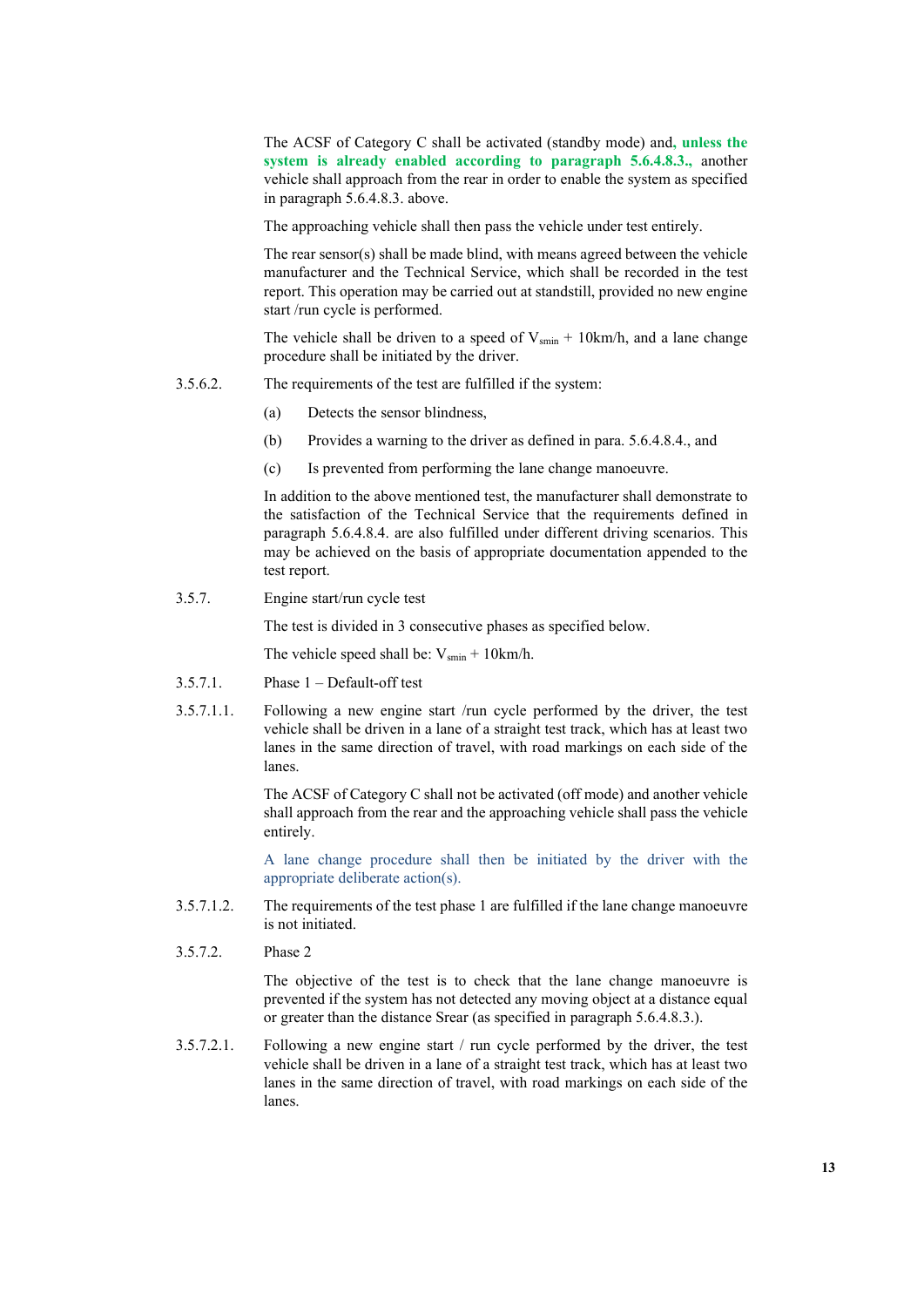The ACSF of Category C shall be activated (standby mode) and, **unless the system is already enabled according to paragraph 5.6.4.8.3.,** another vehicle shall approach from the rear in order to enable the system as specified in paragraph 5.6.4.8.3. above.

The approaching vehicle shall then pass the vehicle under test entirely.

The rear sensor(s) shall be made blind, with means agreed between the vehicle manufacturer and the Technical Service, which shall be recorded in the test report. This operation may be carried out at standstill, provided no new engine start /run cycle is performed.

The vehicle shall be driven to a speed of $V_{smin}$ + 10km/h, and a lane change procedure shall be initiated by the driver.

3.5.6.2. The requirements of the test are fulfilled if the system:

(a) Detects the sensor blindness,

(b) Provides a warning to the driver as defined in para. 5.6.4.8.4., and

(c) Is prevented from performing the lane change manoeuvre.

In addition to the above mentioned test, the manufacturer shall demonstrate to the satisfaction of the Technical Service that the requirements defined in paragraph 5.6.4.8.4. are also fulfilled under different driving scenarios. This may be achieved on the basis of appropriate documentation appended to the test report.

3.5.7. Engine start/run cycle test

The test is divided in 3 consecutive phases as specified below.

The vehicle speed shall be: $V_{smin}$ + 10km/h.

3.5.7.1. Phase 1 – Default-off test

3.5.7.1.1. Following a new engine start /run cycle performed by the driver, the test vehicle shall be driven in a lane of a straight test track, which has at least two lanes in the same direction of travel, with road markings on each side of the lanes.

The ACSF of Category C shall not be activated (off mode) and another vehicle shall approach from the rear and the approaching vehicle shall pass the vehicle entirely.

A lane change procedure shall then be initiated by the driver with the appropriate deliberate action(s).

3.5.7.1.2. The requirements of the test phase 1 are fulfilled if the lane change manoeuvre is not initiated.

3.5.7.2. Phase 2

The objective of the test is to check that the lane change manoeuvre is prevented if the system has not detected any moving object at a distance equal or greater than the distance Srear (as specified in paragraph 5.6.4.8.3.).

3.5.7.2.1. Following a new engine start / run cycle performed by the driver, the test vehicle shall be driven in a lane of a straight test track, which has at least two lanes in the same direction of travel, with road markings on each side of the lanes.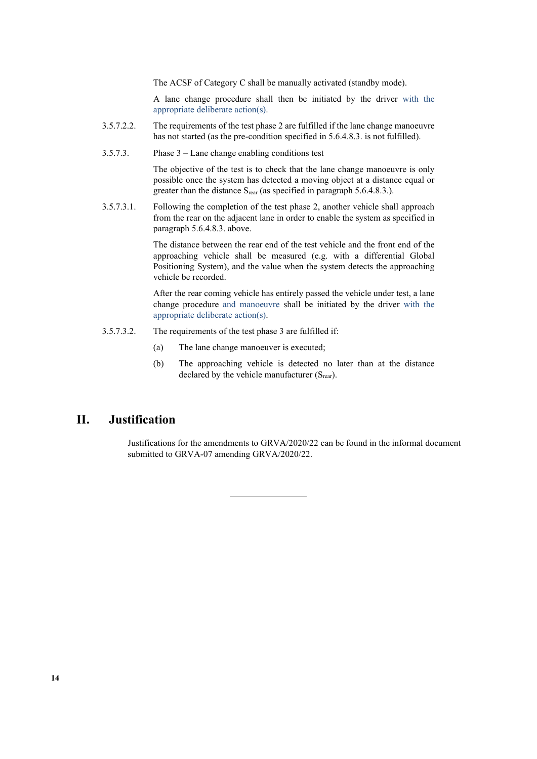The ACSF of Category C shall be manually activated (standby mode).

A lane change procedure shall then be initiated by the driver with the appropriate deliberate action(s).

3.5.7.2.2. The requirements of the test phase 2 are fulfilled if the lane change manoeuvre has not started (as the pre-condition specified in 5.6.4.8.3. is not fulfilled).

3.5.7.3. Phase 3 – Lane change enabling conditions test

The objective of the test is to check that the lane change manoeuvre is only possible once the system has detected a moving object at a distance equal or greater than the distance $S_{rear}$ (as specified in paragraph 5.6.4.8.3.).

3.5.7.3.1. Following the completion of the test phase 2, another vehicle shall approach from the rear on the adjacent lane in order to enable the system as specified in paragraph 5.6.4.8.3. above.

The distance between the rear end of the test vehicle and the front end of the approaching vehicle shall be measured (e.g. with a differential Global Positioning System), and the value when the system detects the approaching vehicle be recorded.

After the rear coming vehicle has entirely passed the vehicle under test, a lane change procedure and manoeuvre shall be initiated by the driver with the appropriate deliberate action(s).

3.5.7.3.2. The requirements of the test phase 3 are fulfilled if:

(a) The lane change manoeuver is executed;

(b) The approaching vehicle is detected no later than at the distance declared by the vehicle manufacturer ($S_{rear}$).

# II. Justification

Justifications for the amendments to GRVA/2020/22 can be found in the informal document submitted to GRVA-07 amending GRVA/2020/22.